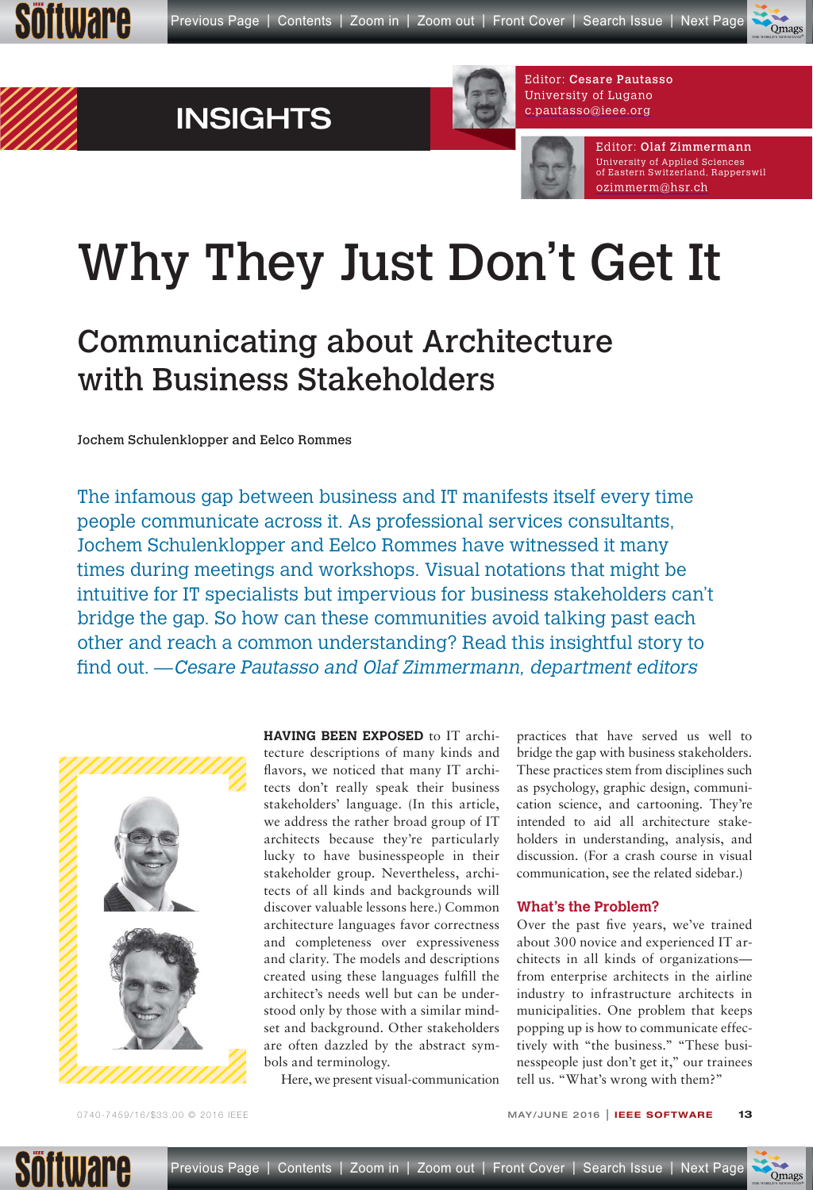# INSIGHTS

Editor: Cesare Pautasso
University of Lugano
c.pautasso@ieee.org

Editor: Olaf Zimmermann
University of Applied Sciences of Eastern Switzerland, Rapperswil
ozimmerm@hsr.ch

# Why They Just Don't Get It

## Communicating about Architecture with Business Stakeholders

Jochem Schulenklopper and Eelco Rommes

The infamous gap between business and IT manifests itself every time people communicate across it. As professional services consultants, Jochem Schulenklopper and Eelco Rommes have witnessed it many times during meetings and workshops. Visual notations that might be intuitive for IT specialists but impervious for business stakeholders can't bridge the gap. So how can these communities avoid talking past each other and reach a common understanding? Read this insightful story to find out. —*Cesare Pautasso and Olaf Zimmermann, department editors*

**HAVING BEEN EXPOSED** to IT architecture descriptions of many kinds and flavors, we noticed that many IT architects don't really speak their business stakeholders' language. (In this article, we address the rather broad group of IT architects because they're particularly lucky to have businesspeople in their stakeholder group. Nevertheless, architects of all kinds and backgrounds will discover valuable lessons here.) Common architecture languages favor correctness and completeness over expressiveness and clarity. The models and descriptions created using these languages fulfill the architect's needs well but can be understood only by those with a similar mindset and background. Other stakeholders are often dazzled by the abstract symbols and terminology.

Here, we present visual-communication practices that have served us well to bridge the gap with business stakeholders. These practices stem from disciplines such as psychology, graphic design, communication science, and cartooning. They're intended to aid all architecture stakeholders in understanding, analysis, and discussion. (For a crash course in visual communication, see the related sidebar.)

### What's the Problem?

Over the past five years, we've trained about 300 novice and experienced IT architects in all kinds of organizations—from enterprise architects in the airline industry to infrastructure architects in municipalities. One problem that keeps popping up is how to communicate effectively with "the business." "These businesspeople just don't get it," our trainees tell us. "What's wrong with them?"

0740-7459/16/$33.00 © 2016 IEEE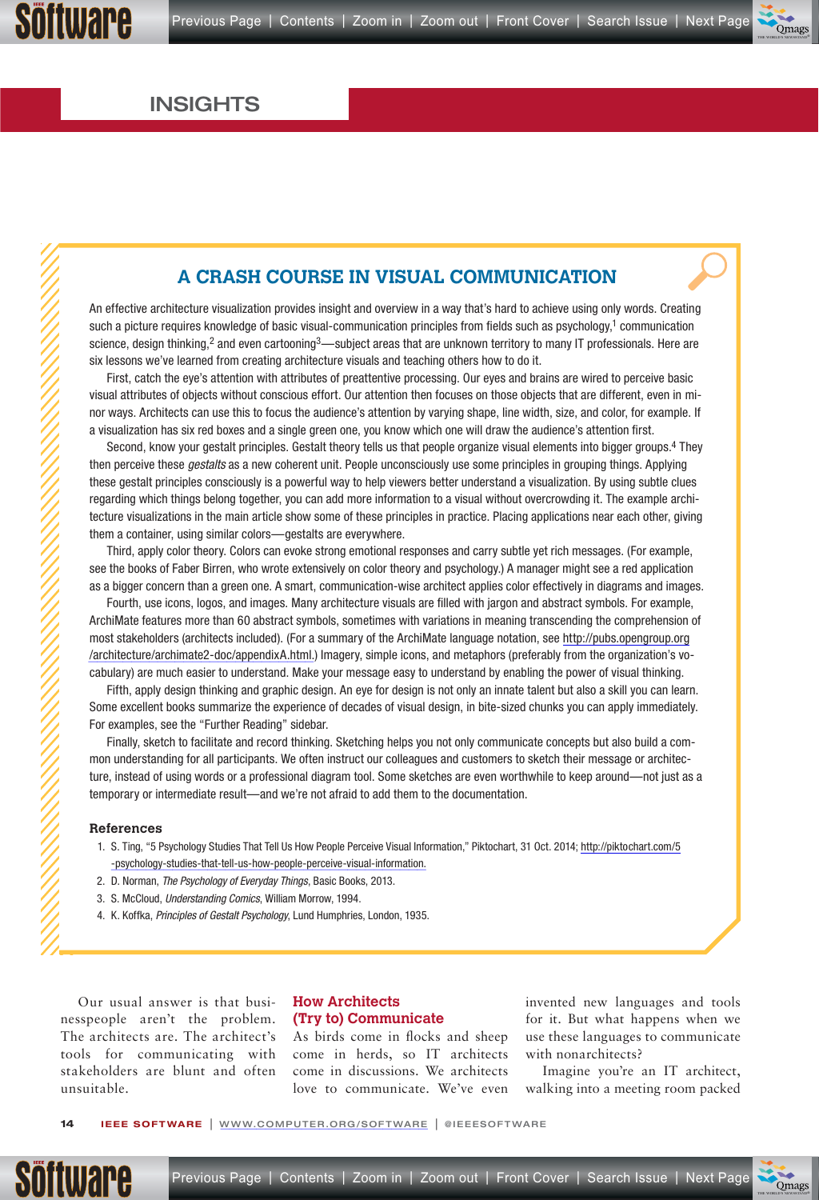## A CRASH COURSE IN VISUAL COMMUNICATION

An effective architecture visualization provides insight and overview in a way that's hard to achieve using only words. Creating such a picture requires knowledge of basic visual-communication principles from fields such as psychology,[1] communication science, design thinking,[2] and even cartooning[3]—subject areas that are unknown territory to many IT professionals. Here are six lessons we've learned from creating architecture visuals and teaching others how to do it.

First, catch the eye's attention with attributes of preattentive processing. Our eyes and brains are wired to perceive basic visual attributes of objects without conscious effort. Our attention then focuses on those objects that are different, even in minor ways. Architects can use this to focus the audience's attention by varying shape, line width, size, and color, for example. If a visualization has six red boxes and a single green one, you know which one will draw the audience's attention first.

Second, know your gestalt principles. Gestalt theory tells us that people organize visual elements into bigger groups.[4] They then perceive these *gestalts* as a new coherent unit. People unconsciously use some principles in grouping things. Applying these gestalt principles consciously is a powerful way to help viewers better understand a visualization. By using subtle clues regarding which things belong together, you can add more information to a visual without overcrowding it. The example architecture visualizations in the main article show some of these principles in practice. Placing applications near each other, giving them a container, using similar colors—gestalts are everywhere.

Third, apply color theory. Colors can evoke strong emotional responses and carry subtle yet rich messages. (For example, see the books of Faber Birren, who wrote extensively on color theory and psychology.) A manager might see a red application as a bigger concern than a green one. A smart, communication-wise architect applies color effectively in diagrams and images.

Fourth, use icons, logos, and images. Many architecture visuals are filled with jargon and abstract symbols. For example, ArchiMate features more than 60 abstract symbols, sometimes with variations in meaning transcending the comprehension of most stakeholders (architects included). (For a summary of the ArchiMate language notation, see http://pubs.opengroup.org/architecture/archimate2-doc/appendixA.html.) Imagery, simple icons, and metaphors (preferably from the organization's vocabulary) are much easier to understand. Make your message easy to understand by enabling the power of visual thinking.

Fifth, apply design thinking and graphic design. An eye for design is not only an innate talent but also a skill you can learn. Some excellent books summarize the experience of decades of visual design, in bite-sized chunks you can apply immediately. For examples, see the "Further Reading" sidebar.

Finally, sketch to facilitate and record thinking. Sketching helps you not only communicate concepts but also build a common understanding for all participants. We often instruct our colleagues and customers to sketch their message or architecture, instead of using words or a professional diagram tool. Some sketches are even worthwhile to keep around—not just as a temporary or intermediate result—and we're not afraid to add them to the documentation.

### References

1. S. Ting, "5 Psychology Studies That Tell Us How People Perceive Visual Information," Piktochart, 31 Oct. 2014; http://piktochart.com/5-psychology-studies-that-tell-us-how-people-perceive-visual-information.
2. D. Norman, *The Psychology of Everyday Things*, Basic Books, 2013.
3. S. McCloud, *Understanding Comics*, William Morrow, 1994.
4. K. Koffka, *Principles of Gestalt Psychology*, Lund Humphries, London, 1935.

Our usual answer is that businesspeople aren't the problem. The architects are. The architect's tools for communicating with stakeholders are blunt and often unsuitable.

## How Architects (Try to) Communicate

As birds come in flocks and sheep come in herds, so IT architects come in discussions. We architects love to communicate. We've even invented new languages and tools for it. But what happens when we use these languages to communicate with nonarchitects?

Imagine you're an IT architect, walking into a meeting room packed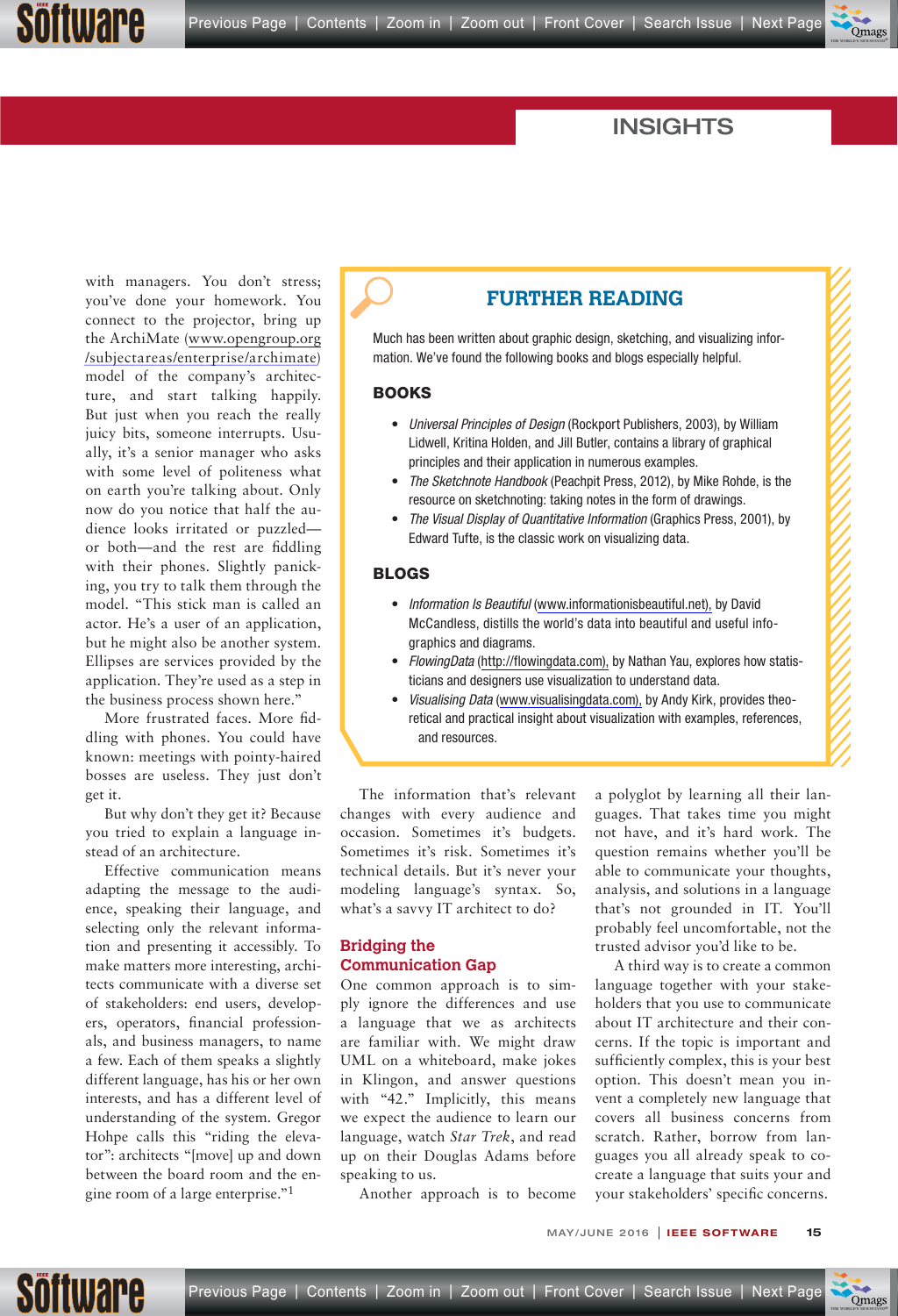with managers. You don't stress; you've done your homework. You connect to the projector, bring up the ArchiMate (www.opengroup.org/subjectareas/enterprise/archimate) model of the company's architecture, and start talking happily. But just when you reach the really juicy bits, someone interrupts. Usually, it's a senior manager who asks with some level of politeness what on earth you're talking about. Only now do you notice that half the audience looks irritated or puzzled—or both—and the rest are fiddling with their phones. Slightly panicking, you try to talk them through the model. "This stick man is called an actor. He's a user of an application, but he might also be another system. Ellipses are services provided by the application. They're used as a step in the business process shown here."

More frustrated faces. More fiddling with phones. You could have known: meetings with pointy-haired bosses are useless. They just don't get it.

But why don't they get it? Because you tried to explain a language instead of an architecture.

Effective communication means adapting the message to the audience, speaking their language, and selecting only the relevant information and presenting it accessibly. To make matters more interesting, architects communicate with a diverse set of stakeholders: end users, developers, operators, financial professionals, and business managers, to name a few. Each of them speaks a slightly different language, has his or her own interests, and has a different level of understanding of the system. Gregor Hohpe calls this "riding the elevator": architects "[move] up and down between the board room and the engine room of a large enterprise."[1]

> **FURTHER READING**
>
> Much has been written about graphic design, sketching, and visualizing information. We've found the following books and blogs especially helpful.
>
> **BOOKS**
>
> - *Universal Principles of Design* (Rockport Publishers, 2003), by William Lidwell, Kritina Holden, and Jill Butler, contains a library of graphical principles and their application in numerous examples.
> - *The Sketchnote Handbook* (Peachpit Press, 2012), by Mike Rohde, is the resource on sketchnoting: taking notes in the form of drawings.
> - *The Visual Display of Quantitative Information* (Graphics Press, 2001), by Edward Tufte, is the classic work on visualizing data.
>
> **BLOGS**
>
> - *Information Is Beautiful* (www.informationisbeautiful.net), by David McCandless, distills the world's data into beautiful and useful infographics and diagrams.
> - *FlowingData* (http://flowingdata.com), by Nathan Yau, explores how statisticians and designers use visualization to understand data.
> - *Visualising Data* (www.visualisingdata.com), by Andy Kirk, provides theoretical and practical insight about visualization with examples, references, and resources.

The information that's relevant changes with every audience and occasion. Sometimes it's budgets. Sometimes it's risk. Sometimes it's technical details. But it's never your modeling language's syntax. So, what's a savvy IT architect to do?

## Bridging the Communication Gap

One common approach is to simply ignore the differences and use a language that we as architects are familiar with. We might draw UML on a whiteboard, make jokes in Klingon, and answer questions with "42." Implicitly, this means we expect the audience to learn our language, watch *Star Trek*, and read up on their Douglas Adams before speaking to us.

Another approach is to become a polyglot by learning all their languages. That takes time you might not have, and it's hard work. The question remains whether you'll be able to communicate your thoughts, analysis, and solutions in a language that's not grounded in IT. You'll probably feel uncomfortable, not the trusted advisor you'd like to be.

A third way is to create a common language together with your stakeholders that you use to communicate about IT architecture and their concerns. If the topic is important and sufficiently complex, this is your best option. This doesn't mean you invent a completely new language that covers all business concerns from scratch. Rather, borrow from languages you all already speak to co-create a language that suits your and your stakeholders' specific concerns.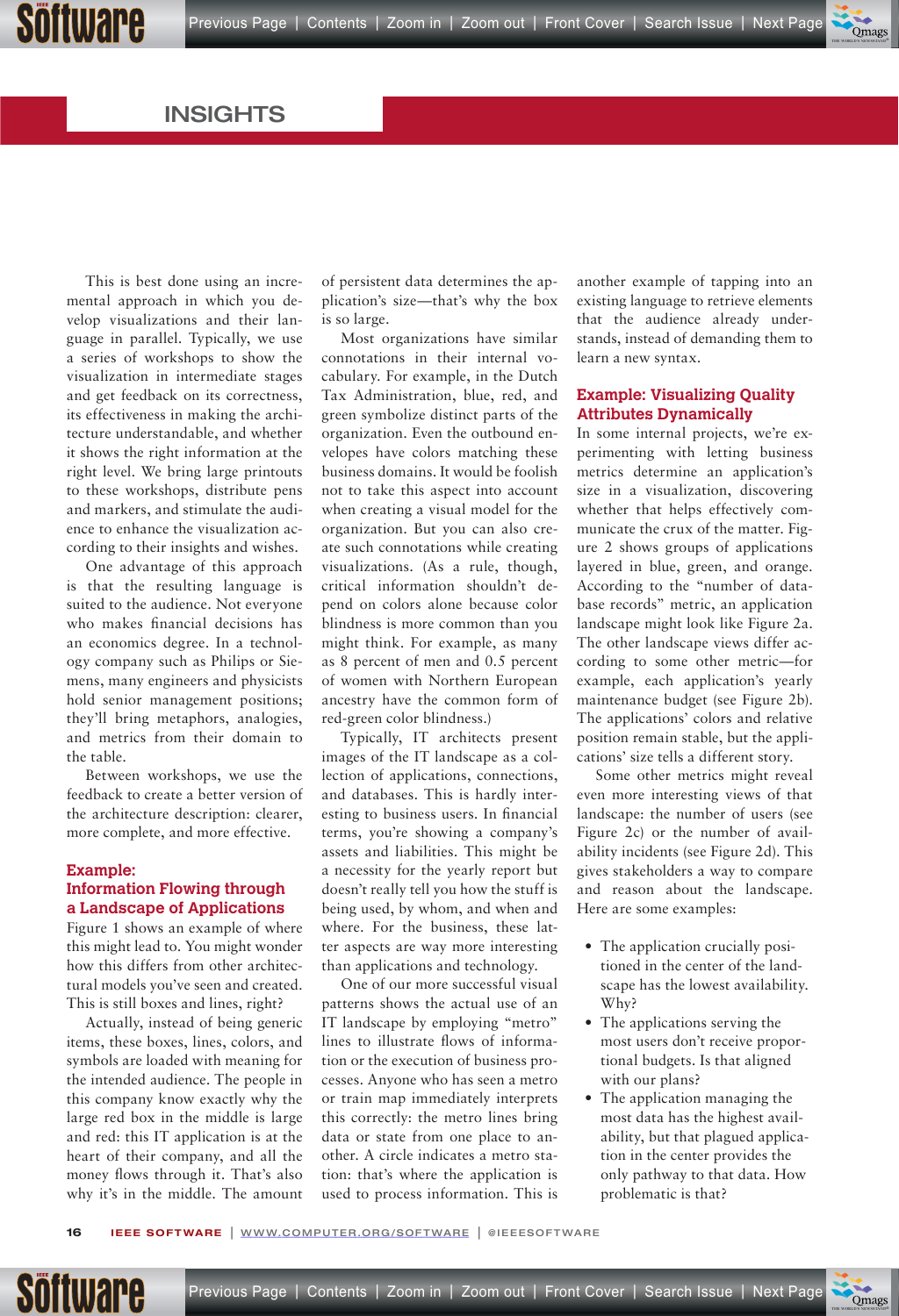This is best done using an incremental approach in which you develop visualizations and their language in parallel. Typically, we use a series of workshops to show the visualization in intermediate stages and get feedback on its correctness, its effectiveness in making the architecture understandable, and whether it shows the right information at the right level. We bring large printouts to these workshops, distribute pens and markers, and stimulate the audience to enhance the visualization according to their insights and wishes.

One advantage of this approach is that the resulting language is suited to the audience. Not everyone who makes financial decisions has an economics degree. In a technology company such as Philips or Siemens, many engineers and physicists hold senior management positions; they'll bring metaphors, analogies, and metrics from their domain to the table.

Between workshops, we use the feedback to create a better version of the architecture description: clearer, more complete, and more effective.

### Example: Information Flowing through a Landscape of Applications

Figure 1 shows an example of where this might lead to. You might wonder how this differs from other architectural models you've seen and created. This is still boxes and lines, right?

Actually, instead of being generic items, these boxes, lines, colors, and symbols are loaded with meaning for the intended audience. The people in this company know exactly why the large red box in the middle is large and red: this IT application is at the heart of their company, and all the money flows through it. That's also why it's in the middle. The amount of persistent data determines the application's size—that's why the box is so large.

Most organizations have similar connotations in their internal vocabulary. For example, in the Dutch Tax Administration, blue, red, and green symbolize distinct parts of the organization. Even the outbound envelopes have colors matching these business domains. It would be foolish not to take this aspect into account when creating a visual model for the organization. But you can also create such connotations while creating visualizations. (As a rule, though, critical information shouldn't depend on colors alone because color blindness is more common than you might think. For example, as many as 8 percent of men and 0.5 percent of women with Northern European ancestry have the common form of red-green color blindness.)

Typically, IT architects present images of the IT landscape as a collection of applications, connections, and databases. This is hardly interesting to business users. In financial terms, you're showing a company's assets and liabilities. This might be a necessity for the yearly report but doesn't really tell you how the stuff is being used, by whom, and when and where. For the business, these latter aspects are way more interesting than applications and technology.

One of our more successful visual patterns shows the actual use of an IT landscape by employing "metro" lines to illustrate flows of information for the execution of business processes. Anyone who has seen a metro or train map immediately interprets this correctly: the metro lines bring data or state from one place to another. A circle indicates a metro station: that's where the application is used to process information. This is another example of tapping into an existing language to retrieve elements that the audience already understands, instead of demanding them to learn a new syntax.

### Example: Visualizing Quality Attributes Dynamically

In some internal projects, we're experimenting with letting business metrics determine an application's size in a visualization, discovering whether that helps effectively communicate the crux of the matter. Figure 2 shows groups of applications layered in blue, green, and orange. According to the "number of database records" metric, an application landscape might look like Figure 2a. The other landscape views differ according to some other metric—for example, each application's yearly maintenance budget (see Figure 2b). The applications' colors and relative position remain stable, but the applications' size tells a different story.

Some other metrics might reveal even more interesting views of that landscape: the number of users (see Figure 2c) or the number of availability incidents (see Figure 2d). This gives stakeholders a way to compare and reason about the landscape. Here are some examples:

- The application crucially positioned in the center of the landscape has the lowest availability. Why?
- The applications serving the most users don't receive proportional budgets. Is that aligned with our plans?
- The application managing the most data has the highest availability, but that plagued application in the center provides the only pathway to that data. How problematic is that?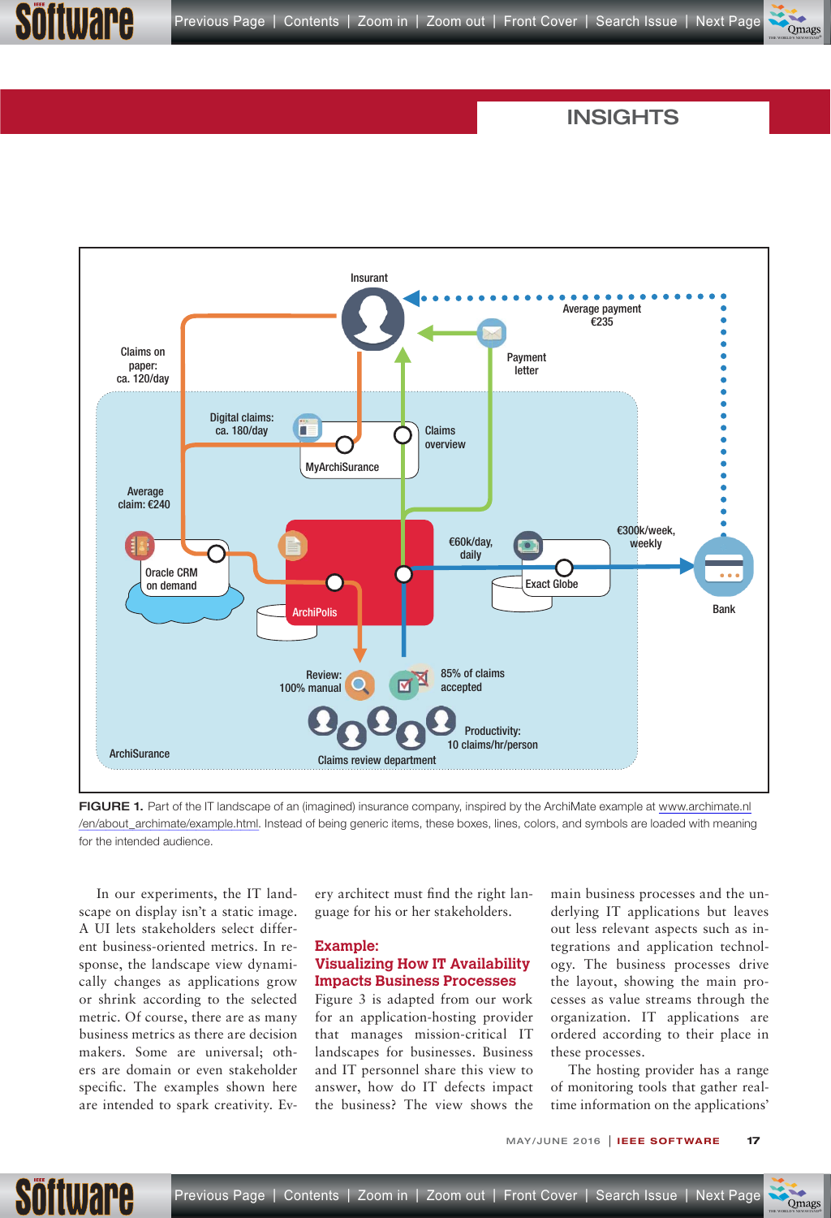FIGURE 1. Part of the IT landscape of an (imagined) insurance company, inspired by the ArchiMate example at www.archimate.nl/en/about_archimate/example.html. Instead of being generic items, these boxes, lines, colors, and symbols are loaded with meaning for the intended audience.

In our experiments, the IT landscape on display isn't a static image. A UI lets stakeholders select different business-oriented metrics. In response, the landscape view dynamically changes as applications grow or shrink according to the selected metric. Of course, there are as many business metrics as there are decision makers. Some are universal; others are domain or even stakeholder specific. The examples shown here are intended to spark creativity. Every architect must find the right language for his or her stakeholders.

## Example: Visualizing How IT Availability Impacts Business Processes

Figure 3 is adapted from our work for an application-hosting provider that manages mission-critical IT landscapes for businesses. Business and IT personnel share this view to answer, how do IT defects impact the business? The view shows the main business processes and the underlying IT applications but leaves out less relevant aspects such as integrations and application technology. The business processes drive the layout, showing the main processes as value streams through the organization. IT applications are ordered according to their place in these processes.

The hosting provider has a range of monitoring tools that gather real-time information on the applications'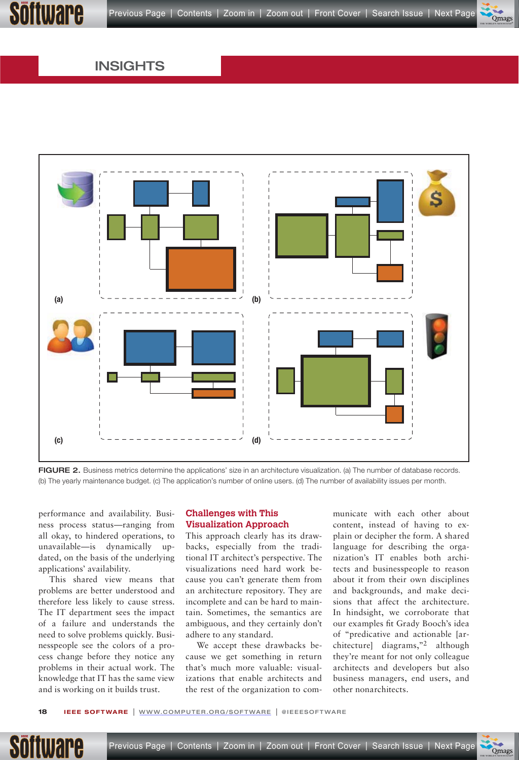FIGURE 2. Business metrics determine the applications' size in an architecture visualization. (a) The number of database records. (b) The yearly maintenance budget. (c) The application's number of online users. (d) The number of availability issues per month.

performance and availability. Business process status—ranging from all okay, to hindered operations, to unavailable—is dynamically updated, on the basis of the underlying applications' availability.

This shared view means that problems are better understood and therefore less likely to cause stress. The IT department sees the impact of a failure and understands the need to solve problems quickly. Businesspeople see the colors of a process change before they notice any problems in their actual work. The knowledge that IT has the same view and is working on it builds trust.

## Challenges with This Visualization Approach

This approach clearly has its drawbacks, especially from the traditional IT architect's perspective. The visualizations need hard work because you can't generate them from an architecture repository. They are incomplete and can be hard to maintain. Sometimes, the semantics are ambiguous, and they certainly don't adhere to any standard.

We accept these drawbacks because we get something in return that's much more valuable: visualizations that enable architects and the rest of the organization to communicate with each other about content, instead of having to explain or decipher the form. A shared language for describing the organization's IT enables both architects and businesspeople to reason about it from their own disciplines and backgrounds, and make decisions that affect the architecture. In hindsight, we corroborate that our examples fit Grady Booch's idea of "predicative and actionable [architecture] diagrams,"[2] although they're meant for not only colleague architects and developers but also business managers, end users, and other nonarchitects.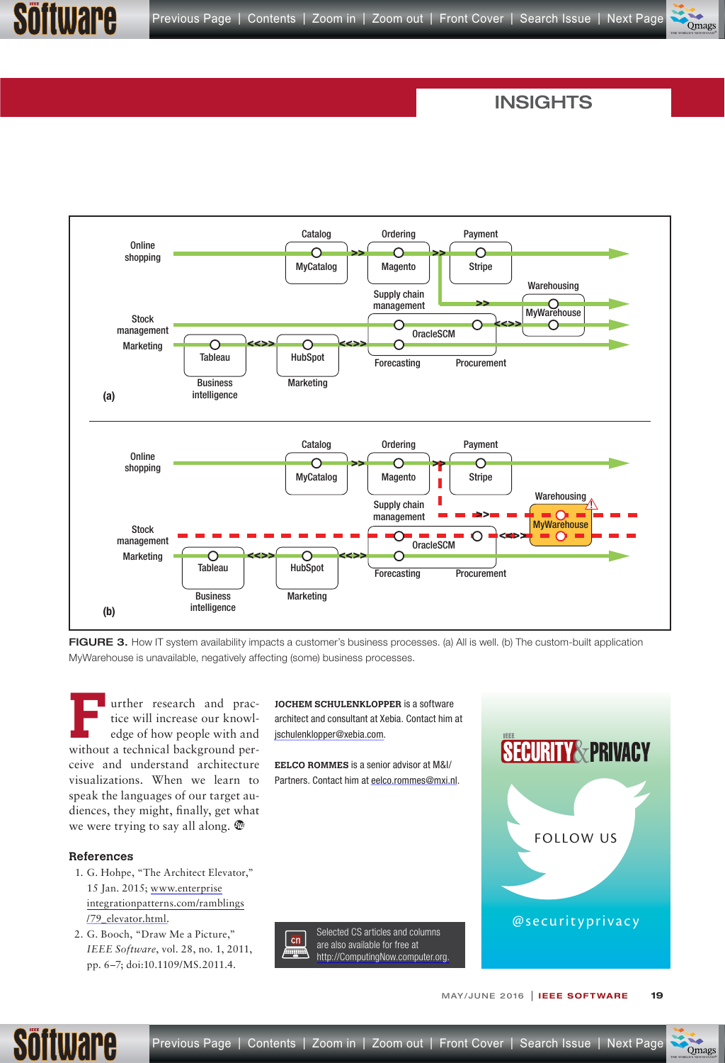Online shopping

Catalog

MyCatalog

Ordering

Magento

Payment

Stripe

Supply chain management

Warehousing

MyWarehouse

Stock management

OracleSCM

Marketing

Tableau

HubSpot

Forecasting

Procurement

Business intelligence

Marketing

(a)

Online shopping

Catalog

MyCatalog

Ordering

Magento

Payment

Stripe

Supply chain management

Warehousing

MyWarehouse

Stock management

OracleSCM

Marketing

Tableau

HubSpot

Forecasting

Procurement

Business intelligence

Marketing

(b)

**FIGURE 3.** How IT system availability impacts a customer's business processes. (a) All is well. (b) The custom-built application MyWarehouse is unavailable, negatively affecting (some) business processes.

Further research and practice will increase our knowledge of how people with and without a technical background perceive and understand architecture visualizations. When we learn to speak the languages of our target audiences, they might, finally, get what we were trying to say all along.

## References

1. G. Hohpe, "The Architect Elevator," 15 Jan. 2015; www.enterpriseintegrationpatterns.com/ramblings/79_elevator.html.
2. G. Booch, "Draw Me a Picture," *IEEE Software*, vol. 28, no. 1, 2011, pp. 6–7; doi:10.1109/MS.2011.4.

**JOCHEM SCHULENKLOPPER** is a software architect and consultant at Xebia. Contact him at jschulenklopper@xebia.com.

**EELCO ROMMES** is a senior advisor at M&I/Partners. Contact him at eelco.rommes@mxi.nl.

Selected CS articles and columns are also available for free at http://ComputingNow.computer.org.

IEEE SECURITY & PRIVACY

FOLLOW US

@securityprivacy